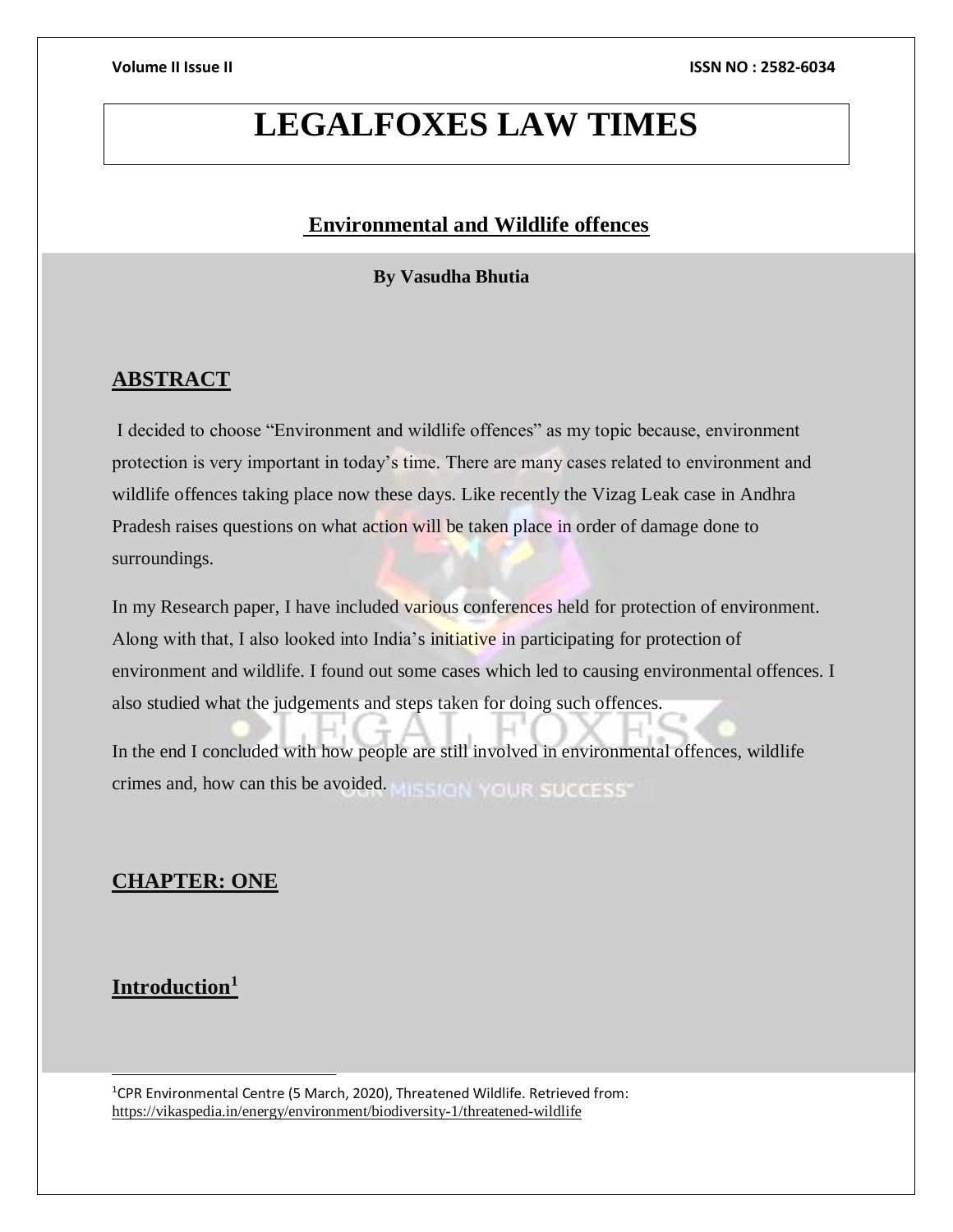# LEGALFOXES LAW TIMES

## Environmental and Wildlife offences

**By Vasudha Bhutia**

## ABSTRACT

I decided to choose "Environment and wildlife offences" as my topic because, environment protection is very important in today's time. There are many cases related to environment and wildlife offences taking place now these days. Like recently the Vizag Leak case in Andhra Pradesh raises questions on what action will be taken place in order of damage done to surroundings.

In my Research paper, I have included various conferences held for protection of environment. Along with that, I also looked into India's initiative in participating for protection of environment and wildlife. I found out some cases which led to causing environmental offences. I also studied what the judgements and steps taken for doing such offences.

In the end I concluded with how people are still involved in environmental offences, wildlife crimes and, how can this be avoided.

## CHAPTER: ONE

## Introduction[1]

[1]CPR Environmental Centre (5 March, 2020), Threatened Wildlife. Retrieved from: https://vikaspedia.in/energy/environment/biodiversity-1/threatened-wildlife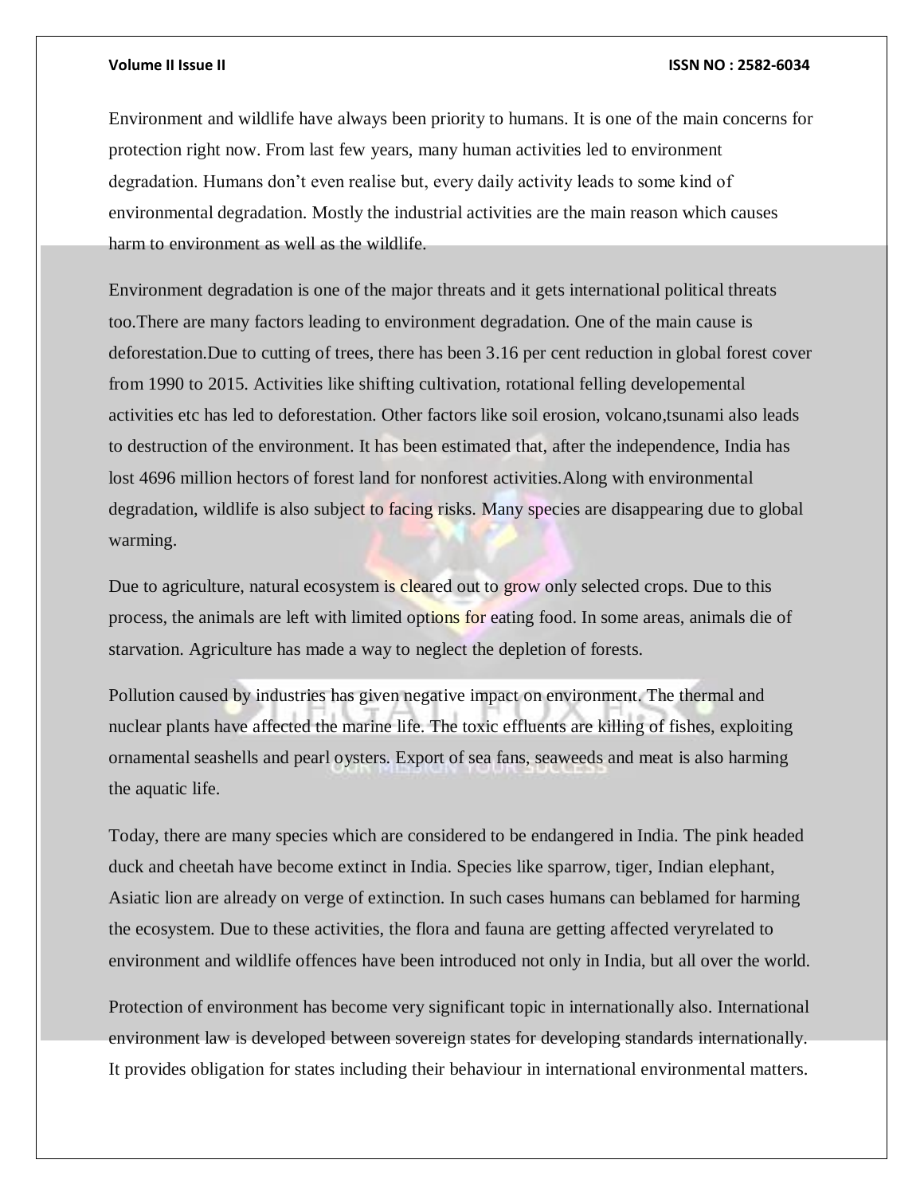Environment and wildlife have always been priority to humans. It is one of the main concerns for protection right now. From last few years, many human activities led to environment degradation. Humans don't even realise but, every daily activity leads to some kind of environmental degradation. Mostly the industrial activities are the main reason which causes harm to environment as well as the wildlife.

Environment degradation is one of the major threats and it gets international political threats too.There are many factors leading to environment degradation. One of the main cause is deforestation.Due to cutting of trees, there has been 3.16 per cent reduction in global forest cover from 1990 to 2015. Activities like shifting cultivation, rotational felling developemental activities etc has led to deforestation. Other factors like soil erosion, volcano,tsunami also leads to destruction of the environment. It has been estimated that, after the independence, India has lost 4696 million hectors of forest land for nonforest activities.Along with environmental degradation, wildlife is also subject to facing risks. Many species are disappearing due to global warming.

Due to agriculture, natural ecosystem is cleared out to grow only selected crops. Due to this process, the animals are left with limited options for eating food. In some areas, animals die of starvation. Agriculture has made a way to neglect the depletion of forests.

Pollution caused by industries has given negative impact on environment. The thermal and nuclear plants have affected the marine life. The toxic effluents are killing of fishes, exploiting ornamental seashells and pearl oysters. Export of sea fans, seaweeds and meat is also harming the aquatic life.

Today, there are many species which are considered to be endangered in India. The pink headed duck and cheetah have become extinct in India. Species like sparrow, tiger, Indian elephant, Asiatic lion are already on verge of extinction. In such cases humans can beblamed for harming the ecosystem. Due to these activities, the flora and fauna are getting affected veryrelated to environment and wildlife offences have been introduced not only in India, but all over the world.

Protection of environment has become very significant topic in internationally also. International environment law is developed between sovereign states for developing standards internationally. It provides obligation for states including their behaviour in international environmental matters.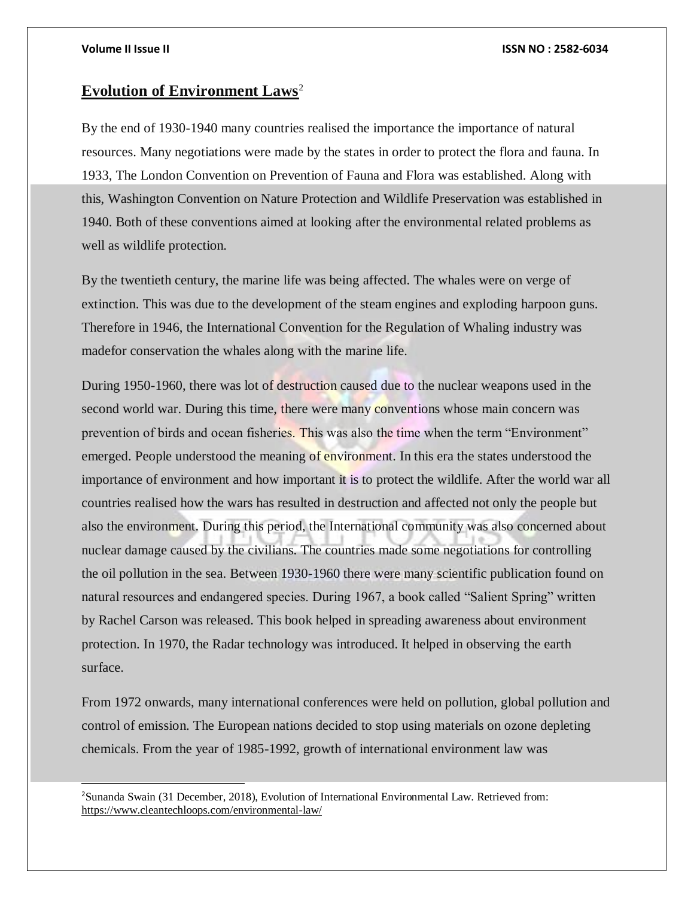## **Evolution of Environment Laws**[2]

By the end of 1930-1940 many countries realised the importance the importance of natural resources. Many negotiations were made by the states in order to protect the flora and fauna. In 1933, The London Convention on Prevention of Fauna and Flora was established. Along with this, Washington Convention on Nature Protection and Wildlife Preservation was established in 1940. Both of these conventions aimed at looking after the environmental related problems as well as wildlife protection.

By the twentieth century, the marine life was being affected. The whales were on verge of extinction. This was due to the development of the steam engines and exploding harpoon guns. Therefore in 1946, the International Convention for the Regulation of Whaling industry was madefor conservation the whales along with the marine life.

During 1950-1960, there was lot of destruction caused due to the nuclear weapons used in the second world war. During this time, there were many conventions whose main concern was prevention of birds and ocean fisheries. This was also the time when the term "Environment" emerged. People understood the meaning of environment. In this era the states understood the importance of environment and how important it is to protect the wildlife. After the world war all countries realised how the wars has resulted in destruction and affected not only the people but also the environment. During this period, the International community was also concerned about nuclear damage caused by the civilians. The countries made some negotiations for controlling the oil pollution in the sea. Between 1930-1960 there were many scientific publication found on natural resources and endangered species. During 1967, a book called "Salient Spring" written by Rachel Carson was released. This book helped in spreading awareness about environment protection. In 1970, the Radar technology was introduced. It helped in observing the earth surface.

From 1972 onwards, many international conferences were held on pollution, global pollution and control of emission. The European nations decided to stop using materials on ozone depleting chemicals. From the year of 1985-1992, growth of international environment law was

---

[2] Sunanda Swain (31 December, 2018), Evolution of International Environmental Law. Retrieved from: https://www.cleantechloops.com/environmental-law/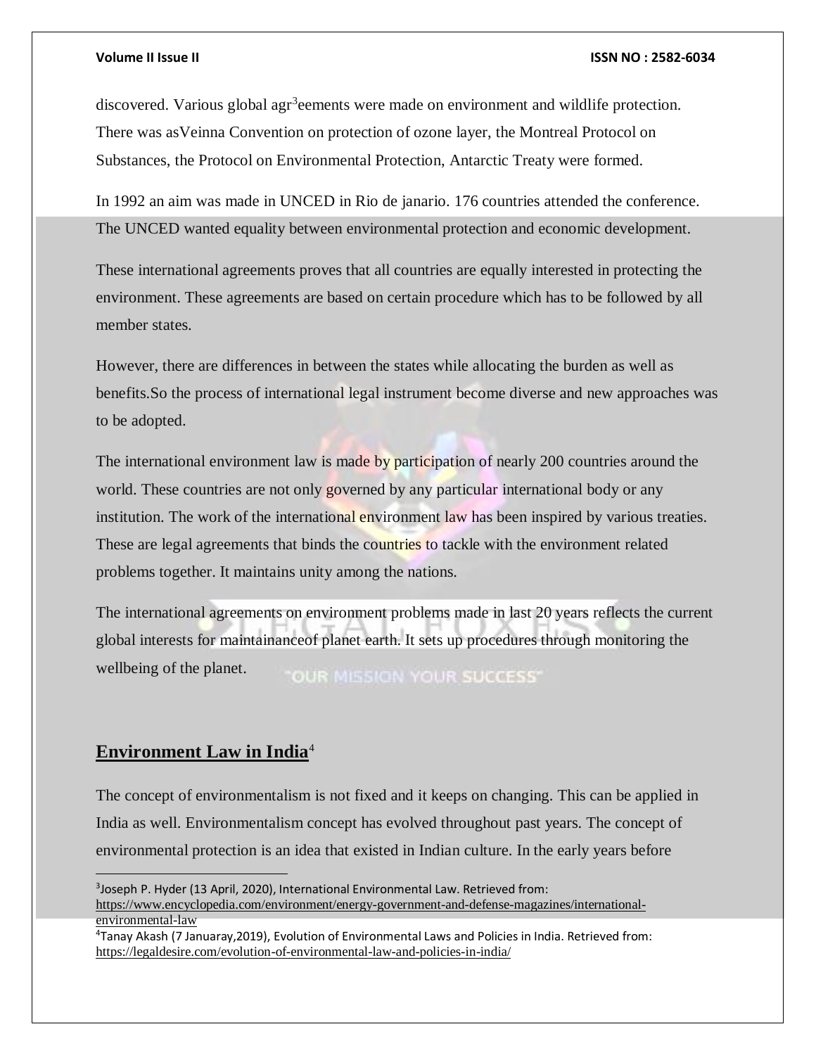discovered. Various global agr[3]eements were made on environment and wildlife protection. There was asVeinna Convention on protection of ozone layer, the Montreal Protocol on Substances, the Protocol on Environmental Protection, Antarctic Treaty were formed.

In 1992 an aim was made in UNCED in Rio de janario. 176 countries attended the conference. The UNCED wanted equality between environmental protection and economic development.

These international agreements proves that all countries are equally interested in protecting the environment. These agreements are based on certain procedure which has to be followed by all member states.

However, there are differences in between the states while allocating the burden as well as benefits.So the process of international legal instrument become diverse and new approaches was to be adopted.

The international environment law is made by participation of nearly 200 countries around the world. These countries are not only governed by any particular international body or any institution. The work of the international environment law has been inspired by various treaties. These are legal agreements that binds the countries to tackle with the environment related problems together. It maintains unity among the nations.

The international agreements on environment problems made in last 20 years reflects the current global interests for maintainanceof planet earth. It sets up procedures through monitoring the wellbeing of the planet.

## Environment Law in India[4]

The concept of environmentalism is not fixed and it keeps on changing. This can be applied in India as well. Environmentalism concept has evolved throughout past years. The concept of environmental protection is an idea that existed in Indian culture. In the early years before

---

[3]Joseph P. Hyder (13 April, 2020), International Environmental Law. Retrieved from: https://www.encyclopedia.com/environment/energy-government-and-defense-magazines/international-environmental-law

[4]Tanay Akash (7 Januaray,2019), Evolution of Environmental Laws and Policies in India. Retrieved from: https://legaldesire.com/evolution-of-environmental-law-and-policies-in-india/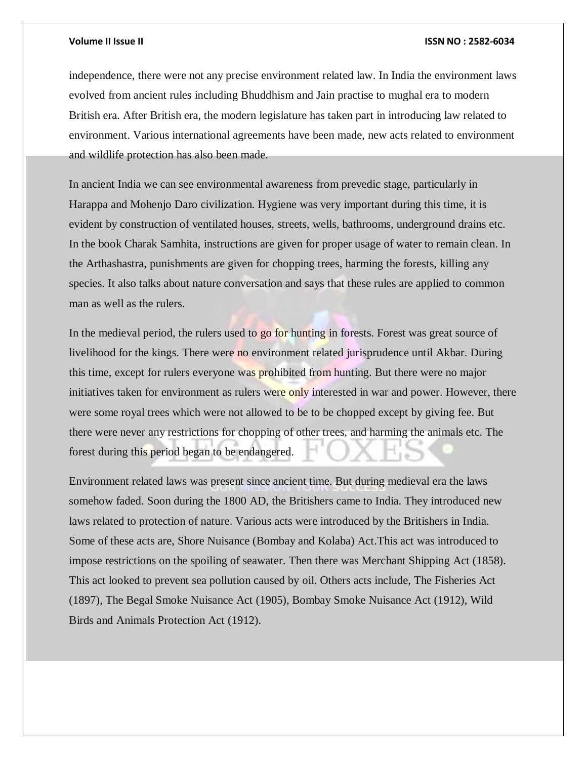independence, there were not any precise environment related law. In India the environment laws evolved from ancient rules including Bhuddhism and Jain practise to mughal era to modern British era. After British era, the modern legislature has taken part in introducing law related to environment. Various international agreements have been made, new acts related to environment and wildlife protection has also been made.

In ancient India we can see environmental awareness from prevedic stage, particularly in Harappa and Mohenjo Daro civilization. Hygiene was very important during this time, it is evident by construction of ventilated houses, streets, wells, bathrooms, underground drains etc. In the book Charak Samhita, instructions are given for proper usage of water to remain clean. In the Arthashastra, punishments are given for chopping trees, harming the forests, killing any species. It also talks about nature conversation and says that these rules are applied to common man as well as the rulers.

In the medieval period, the rulers used to go for hunting in forests. Forest was great source of livelihood for the kings. There were no environment related jurisprudence until Akbar. During this time, except for rulers everyone was prohibited from hunting. But there were no major initiatives taken for environment as rulers were only interested in war and power. However, there were some royal trees which were not allowed to be to be chopped except by giving fee. But there were never any restrictions for chopping of other trees, and harming the animals etc. The forest during this period began to be endangered.

Environment related laws was present since ancient time. But during medieval era the laws somehow faded. Soon during the 1800 AD, the Britishers came to India. They introduced new laws related to protection of nature. Various acts were introduced by the Britishers in India. Some of these acts are, Shore Nuisance (Bombay and Kolaba) Act.This act was introduced to impose restrictions on the spoiling of seawater. Then there was Merchant Shipping Act (1858). This act looked to prevent sea pollution caused by oil. Others acts include, The Fisheries Act (1897), The Begal Smoke Nuisance Act (1905), Bombay Smoke Nuisance Act (1912), Wild Birds and Animals Protection Act (1912).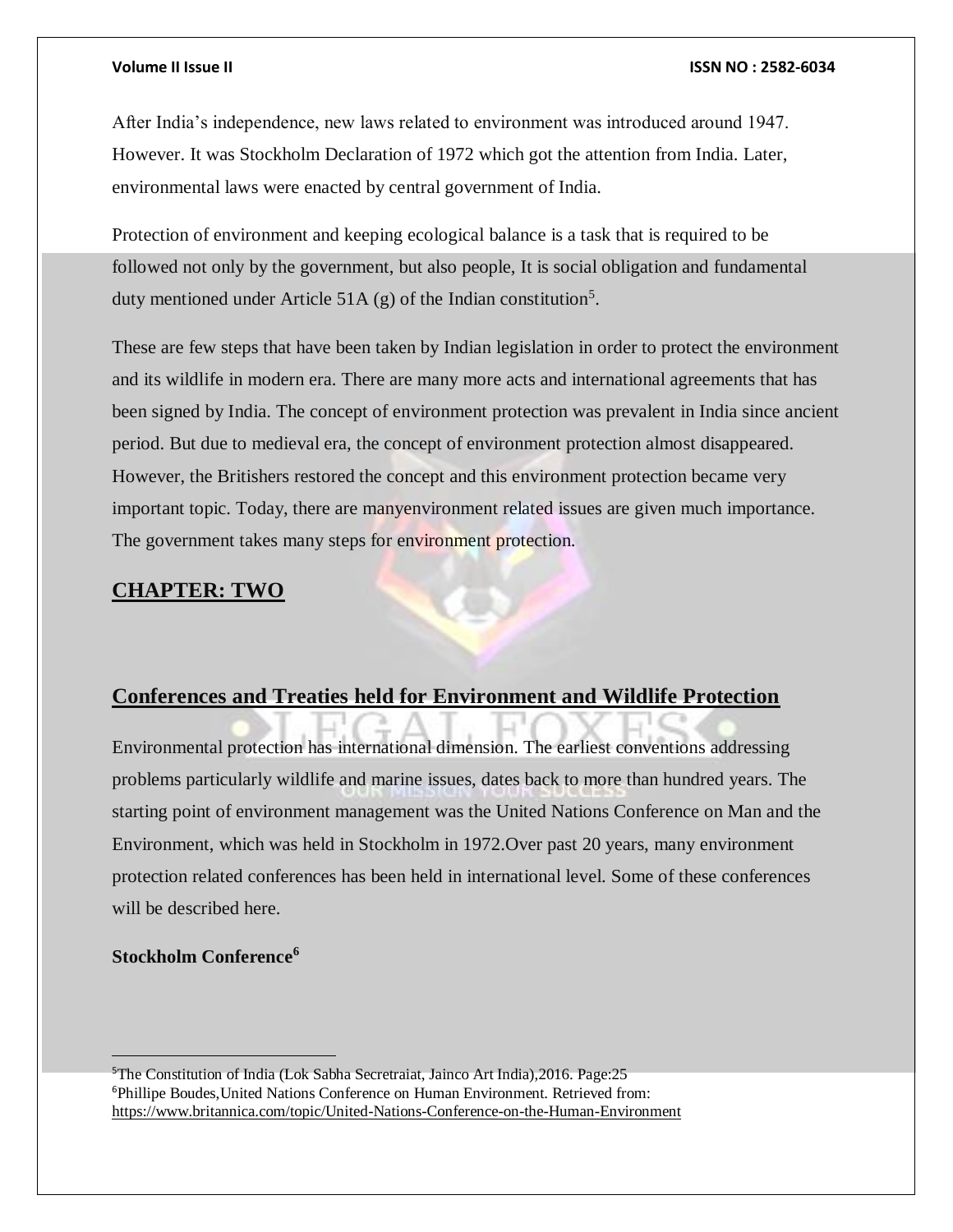After India's independence, new laws related to environment was introduced around 1947. However. It was Stockholm Declaration of 1972 which got the attention from India. Later, environmental laws were enacted by central government of India.

Protection of environment and keeping ecological balance is a task that is required to be followed not only by the government, but also people, It is social obligation and fundamental duty mentioned under Article 51A (g) of the Indian constitution[5].

These are few steps that have been taken by Indian legislation in order to protect the environment and its wildlife in modern era. There are many more acts and international agreements that has been signed by India. The concept of environment protection was prevalent in India since ancient period. But due to medieval era, the concept of environment protection almost disappeared. However, the Britishers restored the concept and this environment protection became very important topic. Today, there are manyenvironment related issues are given much importance. The government takes many steps for environment protection.

## CHAPTER: TWO

## Conferences and Treaties held for Environment and Wildlife Protection

Environmental protection has international dimension. The earliest conventions addressing problems particularly wildlife and marine issues, dates back to more than hundred years. The starting point of environment management was the United Nations Conference on Man and the Environment, which was held in Stockholm in 1972.Over past 20 years, many environment protection related conferences has been held in international level. Some of these conferences will be described here.

**Stockholm Conference[6]**

---

[5]The Constitution of India (Lok Sabha Secretraiat, Jainco Art India),2016. Page:25

[6]Phillipe Boudes,United Nations Conference on Human Environment. Retrieved from: https://www.britannica.com/topic/United-Nations-Conference-on-the-Human-Environment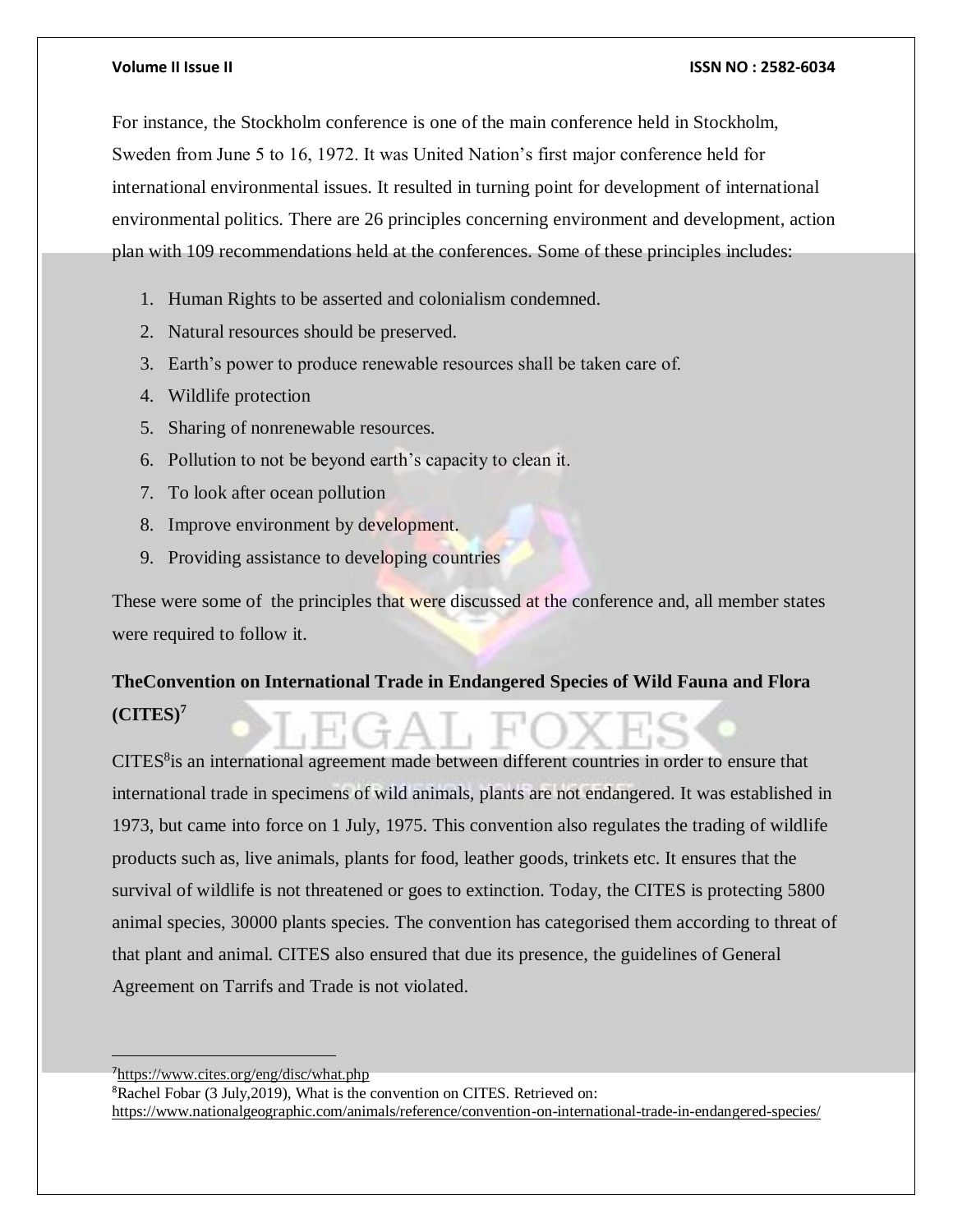For instance, the Stockholm conference is one of the main conference held in Stockholm, Sweden from June 5 to 16, 1972. It was United Nation's first major conference held for international environmental issues. It resulted in turning point for development of international environmental politics. There are 26 principles concerning environment and development, action plan with 109 recommendations held at the conferences. Some of these principles includes:

1. Human Rights to be asserted and colonialism condemned.
2. Natural resources should be preserved.
3. Earth's power to produce renewable resources shall be taken care of.
4. Wildlife protection
5. Sharing of nonrenewable resources.
6. Pollution to not be beyond earth's capacity to clean it.
7. To look after ocean pollution
8. Improve environment by development.
9. Providing assistance to developing countries

These were some of the principles that were discussed at the conference and, all member states were required to follow it.

**TheConvention on International Trade in Endangered Species of Wild Fauna and Flora (CITES)[7]**

CITES[8]is an international agreement made between different countries in order to ensure that international trade in specimens of wild animals, plants are not endangered. It was established in 1973, but came into force on 1 July, 1975. This convention also regulates the trading of wildlife products such as, live animals, plants for food, leather goods, trinkets etc. It ensures that the survival of wildlife is not threatened or goes to extinction. Today, the CITES is protecting 5800 animal species, 30000 plants species. The convention has categorised them according to threat of that plant and animal. CITES also ensured that due its presence, the guidelines of General Agreement on Tarrifs and Trade is not violated.

---

[7]https://www.cites.org/eng/disc/what.php

[8]Rachel Fobar (3 July,2019), What is the convention on CITES. Retrieved on: https://www.nationalgeographic.com/animals/reference/convention-on-international-trade-in-endangered-species/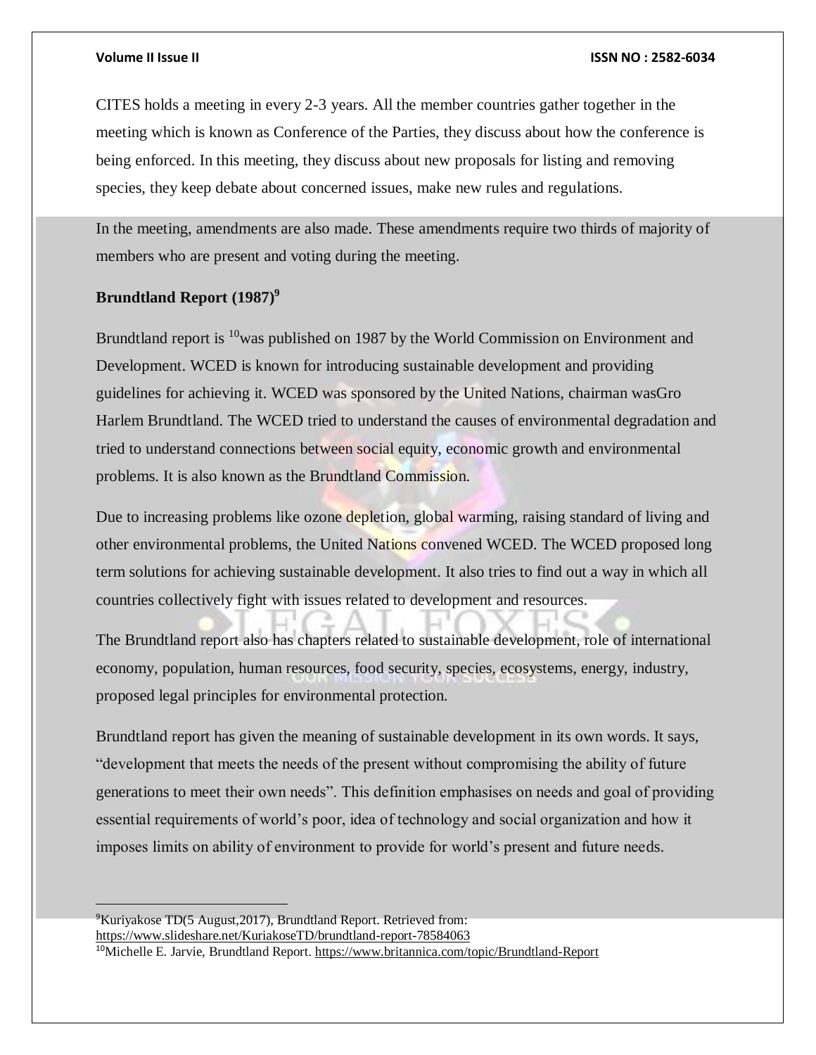CITES holds a meeting in every 2-3 years. All the member countries gather together in the meeting which is known as Conference of the Parties, they discuss about how the conference is being enforced. In this meeting, they discuss about new proposals for listing and removing species, they keep debate about concerned issues, make new rules and regulations.

In the meeting, amendments are also made. These amendments require two thirds of majority of members who are present and voting during the meeting.

**Brundtland Report (1987)[9]**

Brundtland report is [10]was published on 1987 by the World Commission on Environment and Development. WCED is known for introducing sustainable development and providing guidelines for achieving it. WCED was sponsored by the United Nations, chairman wasGro Harlem Brundtland. The WCED tried to understand the causes of environmental degradation and tried to understand connections between social equity, economic growth and environmental problems. It is also known as the Brundtland Commission.

Due to increasing problems like ozone depletion, global warming, raising standard of living and other environmental problems, the United Nations convened WCED. The WCED proposed long term solutions for achieving sustainable development. It also tries to find out a way in which all countries collectively fight with issues related to development and resources.

The Brundtland report also has chapters related to sustainable development, role of international economy, population, human resources, food security, species, ecosystems, energy, industry, proposed legal principles for environmental protection.

Brundtland report has given the meaning of sustainable development in its own words. It says, "development that meets the needs of the present without compromising the ability of future generations to meet their own needs". This definition emphasises on needs and goal of providing essential requirements of world's poor, idea of technology and social organization and how it imposes limits on ability of environment to provide for world's present and future needs.

---

[9]Kuriyakose TD(5 August,2017), Brundtland Report. Retrieved from: https://www.slideshare.net/KuriakoseTD/brundtland-report-78584063

[10]Michelle E. Jarvie, Brundtland Report. https://www.britannica.com/topic/Brundtland-Report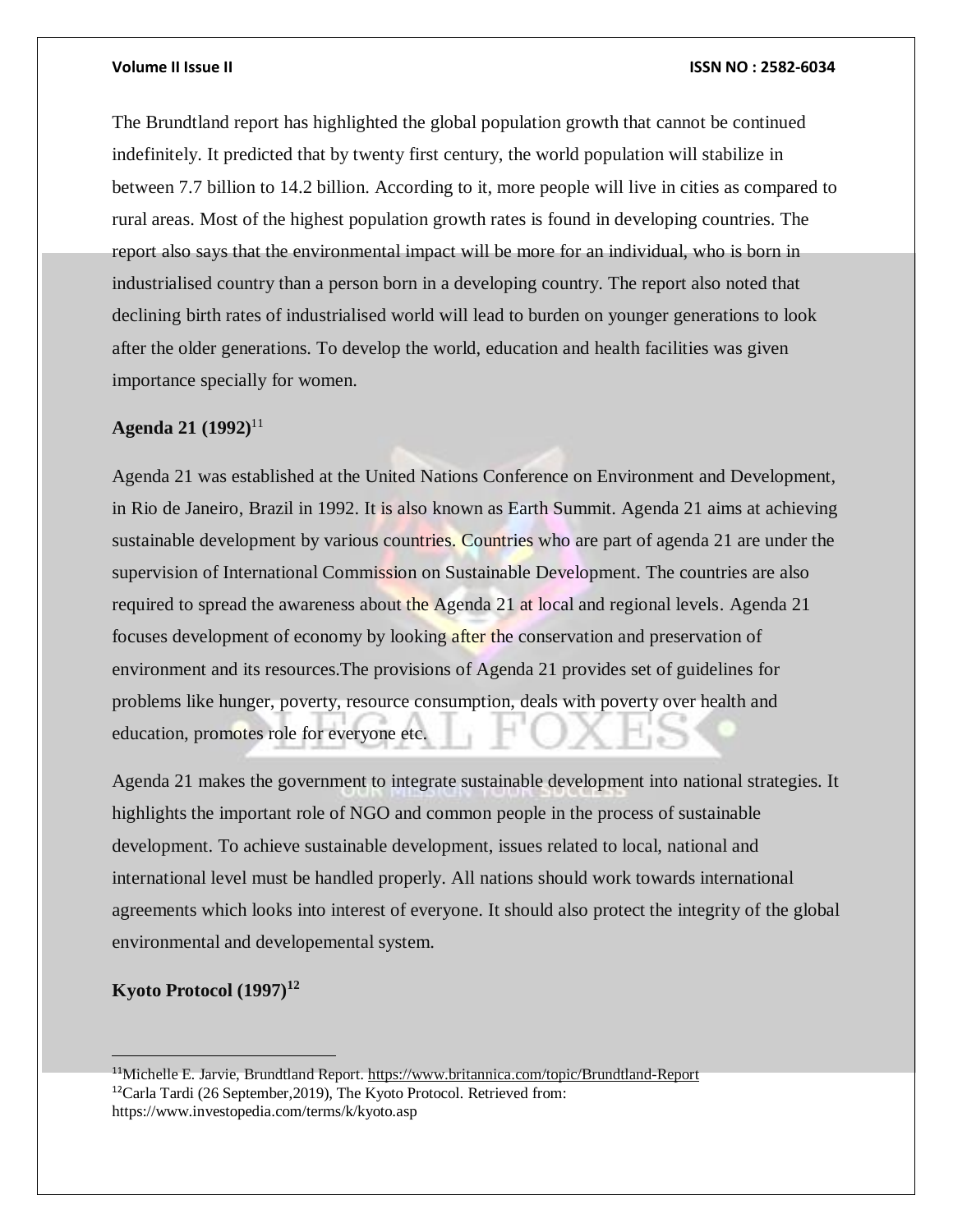The Brundtland report has highlighted the global population growth that cannot be continued indefinitely. It predicted that by twenty first century, the world population will stabilize in between 7.7 billion to 14.2 billion. According to it, more people will live in cities as compared to rural areas. Most of the highest population growth rates is found in developing countries. The report also says that the environmental impact will be more for an individual, who is born in industrialised country than a person born in a developing country. The report also noted that declining birth rates of industrialised world will lead to burden on younger generations to look after the older generations. To develop the world, education and health facilities was given importance specially for women.

**Agenda 21 (1992)**[11]

Agenda 21 was established at the United Nations Conference on Environment and Development, in Rio de Janeiro, Brazil in 1992. It is also known as Earth Summit. Agenda 21 aims at achieving sustainable development by various countries. Countries who are part of agenda 21 are under the supervision of International Commission on Sustainable Development. The countries are also required to spread the awareness about the Agenda 21 at local and regional levels. Agenda 21 focuses development of economy by looking after the conservation and preservation of environment and its resources.The provisions of Agenda 21 provides set of guidelines for problems like hunger, poverty, resource consumption, deals with poverty over health and education, promotes role for everyone etc.

Agenda 21 makes the government to integrate sustainable development into national strategies. It highlights the important role of NGO and common people in the process of sustainable development. To achieve sustainable development, issues related to local, national and international level must be handled properly. All nations should work towards international agreements which looks into interest of everyone. It should also protect the integrity of the global environmental and developemental system.

**Kyoto Protocol (1997)**[12]

---

[11] Michelle E. Jarvie, Brundtland Report. https://www.britannica.com/topic/Brundtland-Report

[12] Carla Tardi (26 September,2019), The Kyoto Protocol. Retrieved from: https://www.investopedia.com/terms/k/kyoto.asp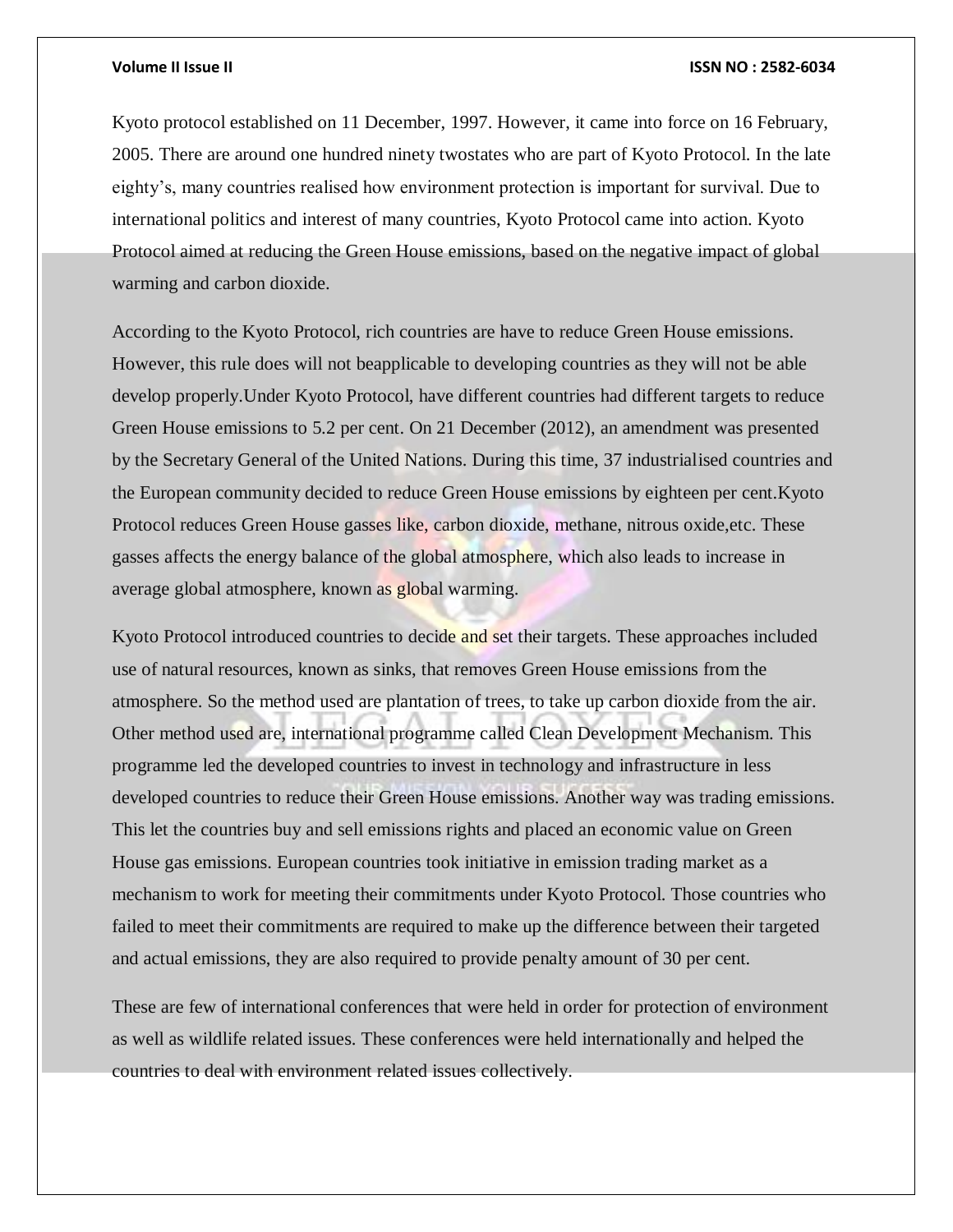Kyoto protocol established on 11 December, 1997. However, it came into force on 16 February, 2005. There are around one hundred ninety twostates who are part of Kyoto Protocol. In the late eighty's, many countries realised how environment protection is important for survival. Due to international politics and interest of many countries, Kyoto Protocol came into action. Kyoto Protocol aimed at reducing the Green House emissions, based on the negative impact of global warming and carbon dioxide.

According to the Kyoto Protocol, rich countries are have to reduce Green House emissions. However, this rule does will not beapplicable to developing countries as they will not be able develop properly.Under Kyoto Protocol, have different countries had different targets to reduce Green House emissions to 5.2 per cent. On 21 December (2012), an amendment was presented by the Secretary General of the United Nations. During this time, 37 industrialised countries and the European community decided to reduce Green House emissions by eighteen per cent.Kyoto Protocol reduces Green House gasses like, carbon dioxide, methane, nitrous oxide,etc. These gasses affects the energy balance of the global atmosphere, which also leads to increase in average global atmosphere, known as global warming.

Kyoto Protocol introduced countries to decide and set their targets. These approaches included use of natural resources, known as sinks, that removes Green House emissions from the atmosphere. So the method used are plantation of trees, to take up carbon dioxide from the air. Other method used are, international programme called Clean Development Mechanism. This programme led the developed countries to invest in technology and infrastructure in less developed countries to reduce their Green House emissions. Another way was trading emissions. This let the countries buy and sell emissions rights and placed an economic value on Green House gas emissions. European countries took initiative in emission trading market as a mechanism to work for meeting their commitments under Kyoto Protocol. Those countries who failed to meet their commitments are required to make up the difference between their targeted and actual emissions, they are also required to provide penalty amount of 30 per cent.

These are few of international conferences that were held in order for protection of environment as well as wildlife related issues. These conferences were held internationally and helped the countries to deal with environment related issues collectively.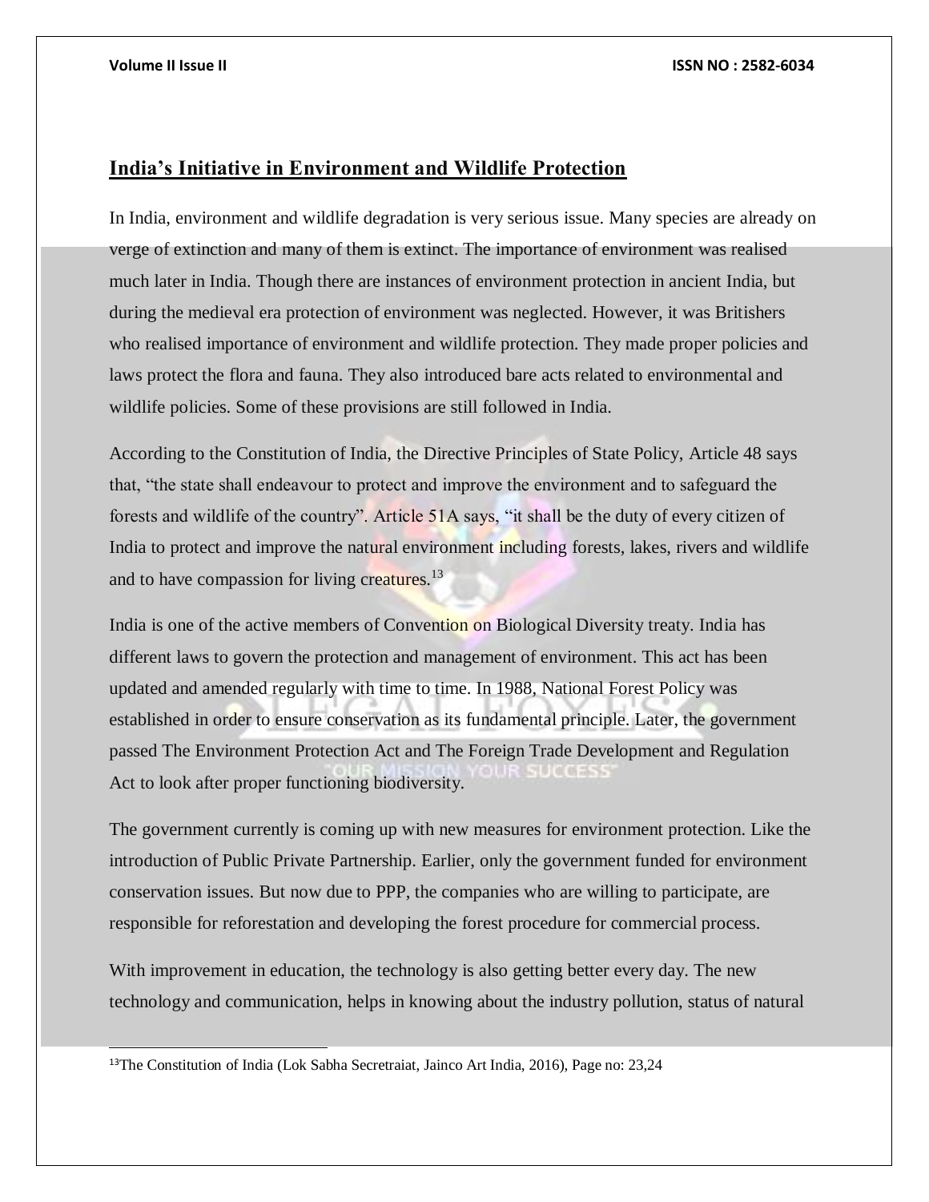## India's Initiative in Environment and Wildlife Protection

In India, environment and wildlife degradation is very serious issue. Many species are already on verge of extinction and many of them is extinct. The importance of environment was realised much later in India. Though there are instances of environment protection in ancient India, but during the medieval era protection of environment was neglected. However, it was Britishers who realised importance of environment and wildlife protection. They made proper policies and laws protect the flora and fauna. They also introduced bare acts related to environmental and wildlife policies. Some of these provisions are still followed in India.

According to the Constitution of India, the Directive Principles of State Policy, Article 48 says that, "the state shall endeavour to protect and improve the environment and to safeguard the forests and wildlife of the country". Article 51A says, "it shall be the duty of every citizen of India to protect and improve the natural environment including forests, lakes, rivers and wildlife and to have compassion for living creatures.[13]

India is one of the active members of Convention on Biological Diversity treaty. India has different laws to govern the protection and management of environment. This act has been updated and amended regularly with time to time. In 1988, National Forest Policy was established in order to ensure conservation as its fundamental principle. Later, the government passed The Environment Protection Act and The Foreign Trade Development and Regulation Act to look after proper functioning biodiversity.

The government currently is coming up with new measures for environment protection. Like the introduction of Public Private Partnership. Earlier, only the government funded for environment conservation issues. But now due to PPP, the companies who are willing to participate, are responsible for reforestation and developing the forest procedure for commercial process.

With improvement in education, the technology is also getting better every day. The new technology and communication, helps in knowing about the industry pollution, status of natural

---

[13] The Constitution of India (Lok Sabha Secretraiat, Jainco Art India, 2016), Page no: 23,24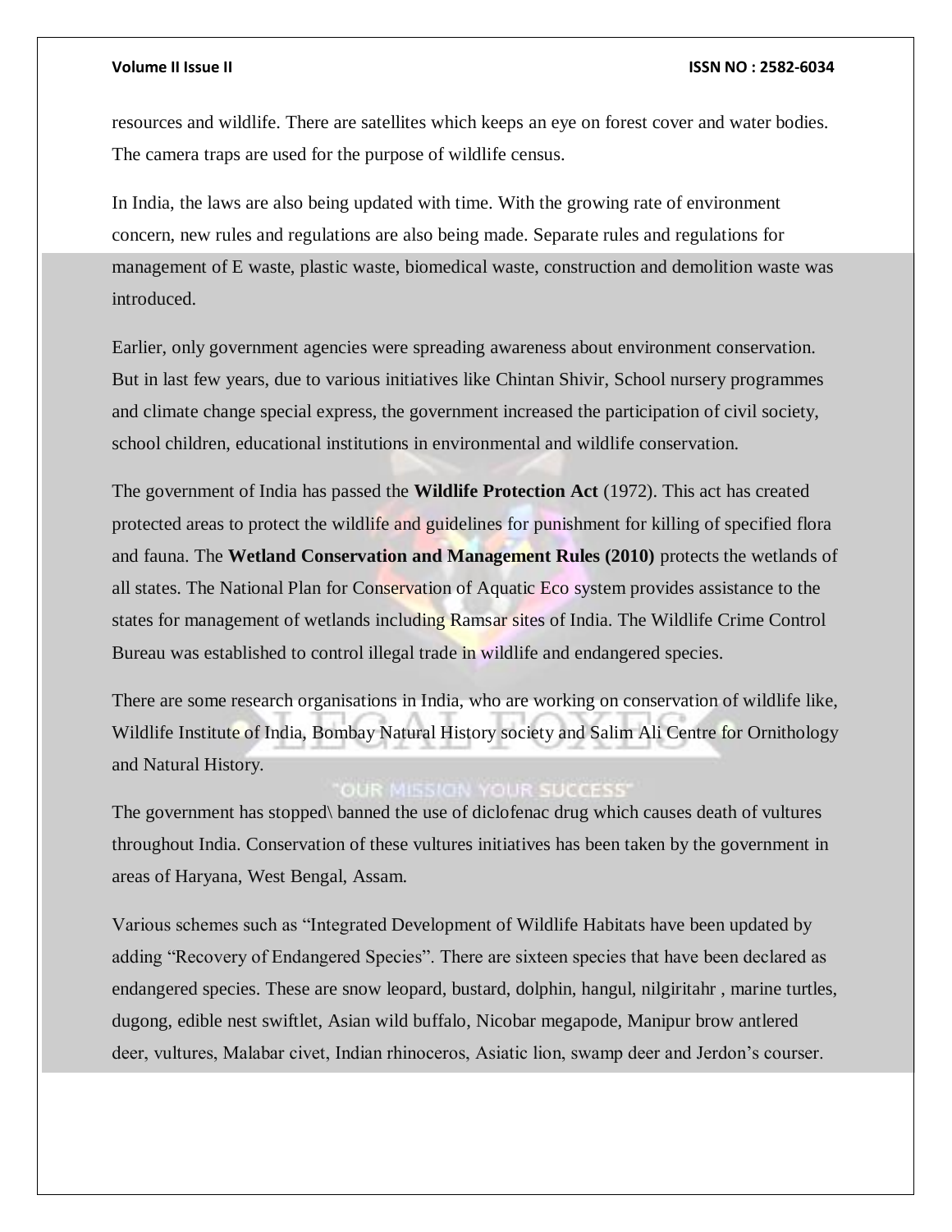resources and wildlife. There are satellites which keeps an eye on forest cover and water bodies. The camera traps are used for the purpose of wildlife census.

In India, the laws are also being updated with time. With the growing rate of environment concern, new rules and regulations are also being made. Separate rules and regulations for management of E waste, plastic waste, biomedical waste, construction and demolition waste was introduced.

Earlier, only government agencies were spreading awareness about environment conservation. But in last few years, due to various initiatives like Chintan Shivir, School nursery programmes and climate change special express, the government increased the participation of civil society, school children, educational institutions in environmental and wildlife conservation.

The government of India has passed the **Wildlife Protection Act** (1972). This act has created protected areas to protect the wildlife and guidelines for punishment for killing of specified flora and fauna. The **Wetland Conservation and Management Rules (2010)** protects the wetlands of all states. The National Plan for Conservation of Aquatic Eco system provides assistance to the states for management of wetlands including Ramsar sites of India. The Wildlife Crime Control Bureau was established to control illegal trade in wildlife and endangered species.

There are some research organisations in India, who are working on conservation of wildlife like, Wildlife Institute of India, Bombay Natural History society and Salim Ali Centre for Ornithology and Natural History.

The government has stopped\ banned the use of diclofenac drug which causes death of vultures throughout India. Conservation of these vultures initiatives has been taken by the government in areas of Haryana, West Bengal, Assam.

Various schemes such as "Integrated Development of Wildlife Habitats have been updated by adding "Recovery of Endangered Species". There are sixteen species that have been declared as endangered species. These are snow leopard, bustard, dolphin, hangul, nilgiritahr , marine turtles, dugong, edible nest swiftlet, Asian wild buffalo, Nicobar megapode, Manipur brow antlered deer, vultures, Malabar civet, Indian rhinoceros, Asiatic lion, swamp deer and Jerdon's courser.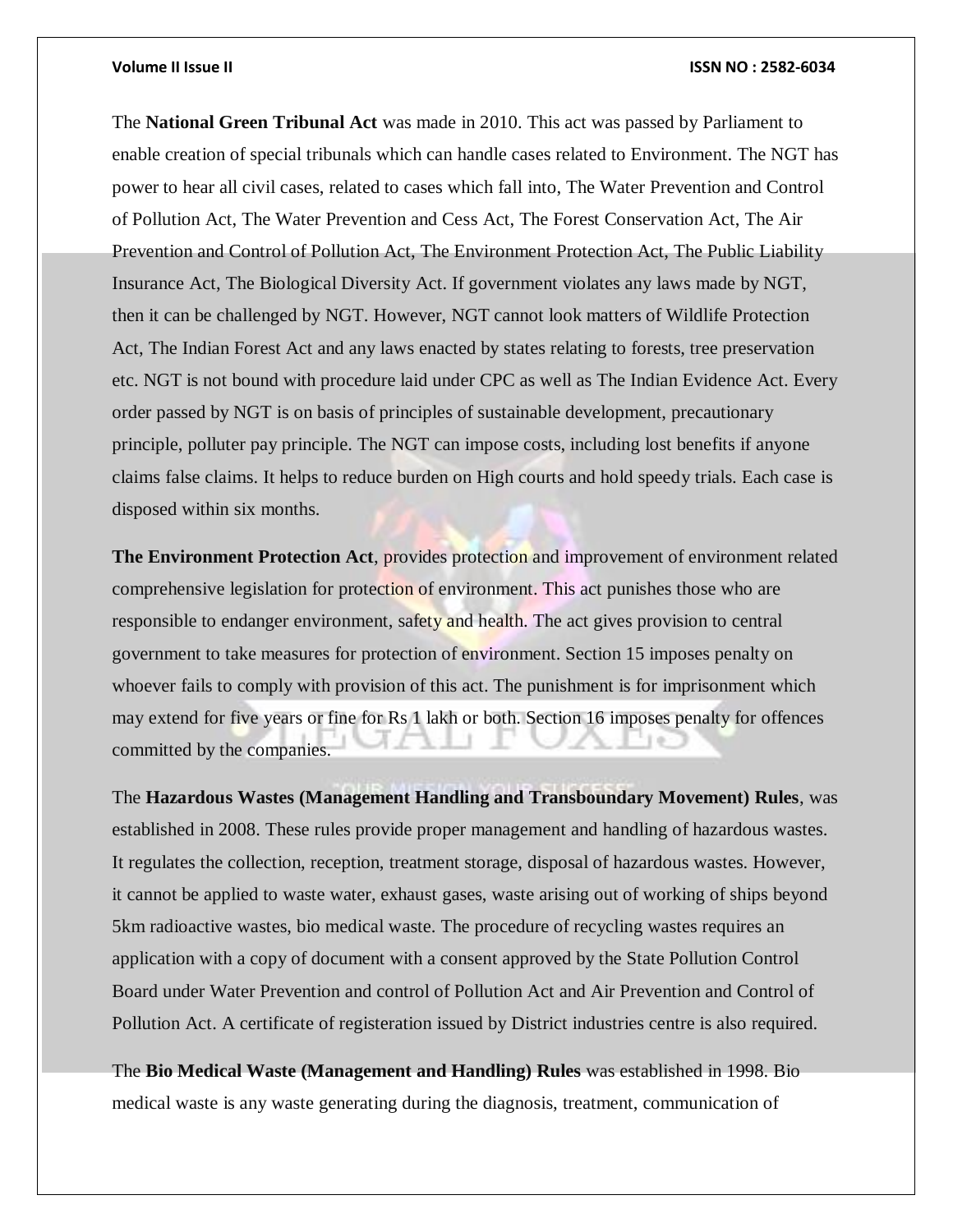The **National Green Tribunal Act** was made in 2010. This act was passed by Parliament to enable creation of special tribunals which can handle cases related to Environment. The NGT has power to hear all civil cases, related to cases which fall into, The Water Prevention and Control of Pollution Act, The Water Prevention and Cess Act, The Forest Conservation Act, The Air Prevention and Control of Pollution Act, The Environment Protection Act, The Public Liability Insurance Act, The Biological Diversity Act. If government violates any laws made by NGT, then it can be challenged by NGT. However, NGT cannot look matters of Wildlife Protection Act, The Indian Forest Act and any laws enacted by states relating to forests, tree preservation etc. NGT is not bound with procedure laid under CPC as well as The Indian Evidence Act. Every order passed by NGT is on basis of principles of sustainable development, precautionary principle, polluter pay principle. The NGT can impose costs, including lost benefits if anyone claims false claims. It helps to reduce burden on High courts and hold speedy trials. Each case is disposed within six months.

**The Environment Protection Act**, provides protection and improvement of environment related comprehensive legislation for protection of environment. This act punishes those who are responsible to endanger environment, safety and health. The act gives provision to central government to take measures for protection of environment. Section 15 imposes penalty on whoever fails to comply with provision of this act. The punishment is for imprisonment which may extend for five years or fine for Rs 1 lakh or both. Section 16 imposes penalty for offences committed by the companies.

The **Hazardous Wastes (Management Handling and Transboundary Movement) Rules**, was established in 2008. These rules provide proper management and handling of hazardous wastes. It regulates the collection, reception, treatment storage, disposal of hazardous wastes. However, it cannot be applied to waste water, exhaust gases, waste arising out of working of ships beyond 5km radioactive wastes, bio medical waste. The procedure of recycling wastes requires an application with a copy of document with a consent approved by the State Pollution Control Board under Water Prevention and control of Pollution Act and Air Prevention and Control of Pollution Act. A certificate of registeration issued by District industries centre is also required.

The **Bio Medical Waste (Management and Handling) Rules** was established in 1998. Bio medical waste is any waste generating during the diagnosis, treatment, communication of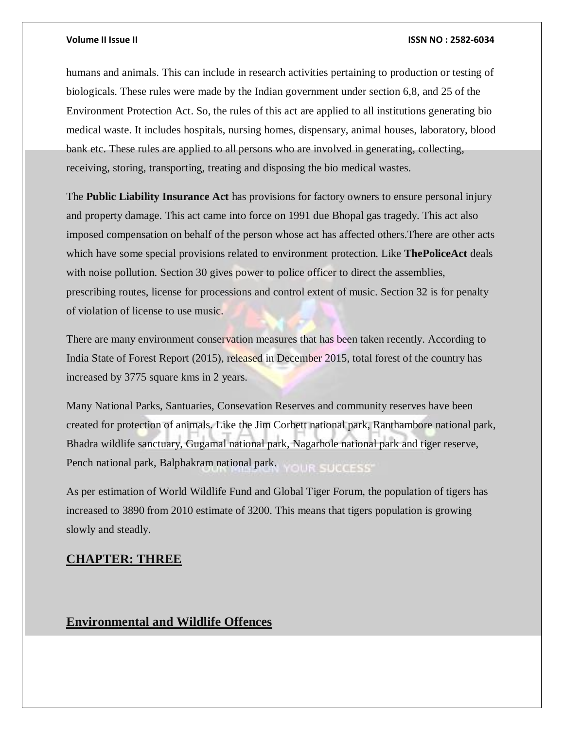humans and animals. This can include in research activities pertaining to production or testing of biologicals. These rules were made by the Indian government under section 6,8, and 25 of the Environment Protection Act. So, the rules of this act are applied to all institutions generating bio medical waste. It includes hospitals, nursing homes, dispensary, animal houses, laboratory, blood bank etc. These rules are applied to all persons who are involved in generating, collecting, receiving, storing, transporting, treating and disposing the bio medical wastes.

The **Public Liability Insurance Act** has provisions for factory owners to ensure personal injury and property damage. This act came into force on 1991 due Bhopal gas tragedy. This act also imposed compensation on behalf of the person whose act has affected others.There are other acts which have some special provisions related to environment protection. Like **ThePoliceAct** deals with noise pollution. Section 30 gives power to police officer to direct the assemblies, prescribing routes, license for processions and control extent of music. Section 32 is for penalty of violation of license to use music.

There are many environment conservation measures that has been taken recently. According to India State of Forest Report (2015), released in December 2015, total forest of the country has increased by 3775 square kms in 2 years.

Many National Parks, Santuaries, Consevation Reserves and community reserves have been created for protection of animals. Like the Jim Corbett national park, Ranthambore national park, Bhadra wildlife sanctuary, Gugamal national park, Nagarhole national park and tiger reserve, Pench national park, Balphakram national park.

As per estimation of World Wildlife Fund and Global Tiger Forum, the population of tigers has increased to 3890 from 2010 estimate of 3200. This means that tigers population is growing slowly and steadly.

## CHAPTER: THREE

## Environmental and Wildlife Offences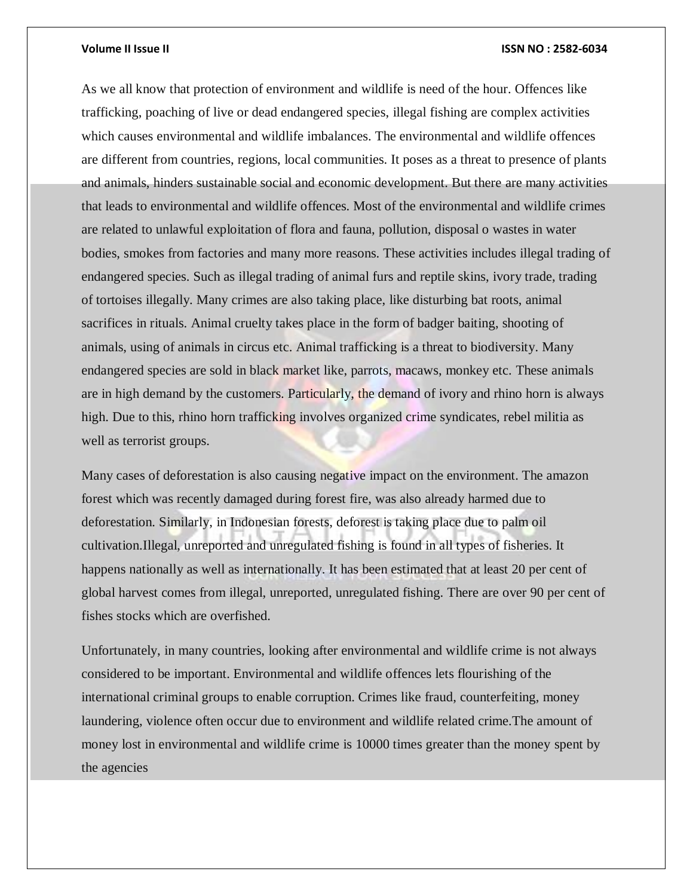As we all know that protection of environment and wildlife is need of the hour. Offences like trafficking, poaching of live or dead endangered species, illegal fishing are complex activities which causes environmental and wildlife imbalances. The environmental and wildlife offences are different from countries, regions, local communities. It poses as a threat to presence of plants and animals, hinders sustainable social and economic development. But there are many activities that leads to environmental and wildlife offences. Most of the environmental and wildlife crimes are related to unlawful exploitation of flora and fauna, pollution, disposal o wastes in water bodies, smokes from factories and many more reasons. These activities includes illegal trading of endangered species. Such as illegal trading of animal furs and reptile skins, ivory trade, trading of tortoises illegally. Many crimes are also taking place, like disturbing bat roots, animal sacrifices in rituals. Animal cruelty takes place in the form of badger baiting, shooting of animals, using of animals in circus etc. Animal trafficking is a threat to biodiversity. Many endangered species are sold in black market like, parrots, macaws, monkey etc. These animals are in high demand by the customers. Particularly, the demand of ivory and rhino horn is always high. Due to this, rhino horn trafficking involves organized crime syndicates, rebel militia as well as terrorist groups.

Many cases of deforestation is also causing negative impact on the environment. The amazon forest which was recently damaged during forest fire, was also already harmed due to deforestation. Similarly, in Indonesian forests, deforest is taking place due to palm oil cultivation.Illegal, unreported and unregulated fishing is found in all types of fisheries. It happens nationally as well as internationally. It has been estimated that at least 20 per cent of global harvest comes from illegal, unreported, unregulated fishing. There are over 90 per cent of fishes stocks which are overfished.

Unfortunately, in many countries, looking after environmental and wildlife crime is not always considered to be important. Environmental and wildlife offences lets flourishing of the international criminal groups to enable corruption. Crimes like fraud, counterfeiting, money laundering, violence often occur due to environment and wildlife related crime.The amount of money lost in environmental and wildlife crime is 10000 times greater than the money spent by the agencies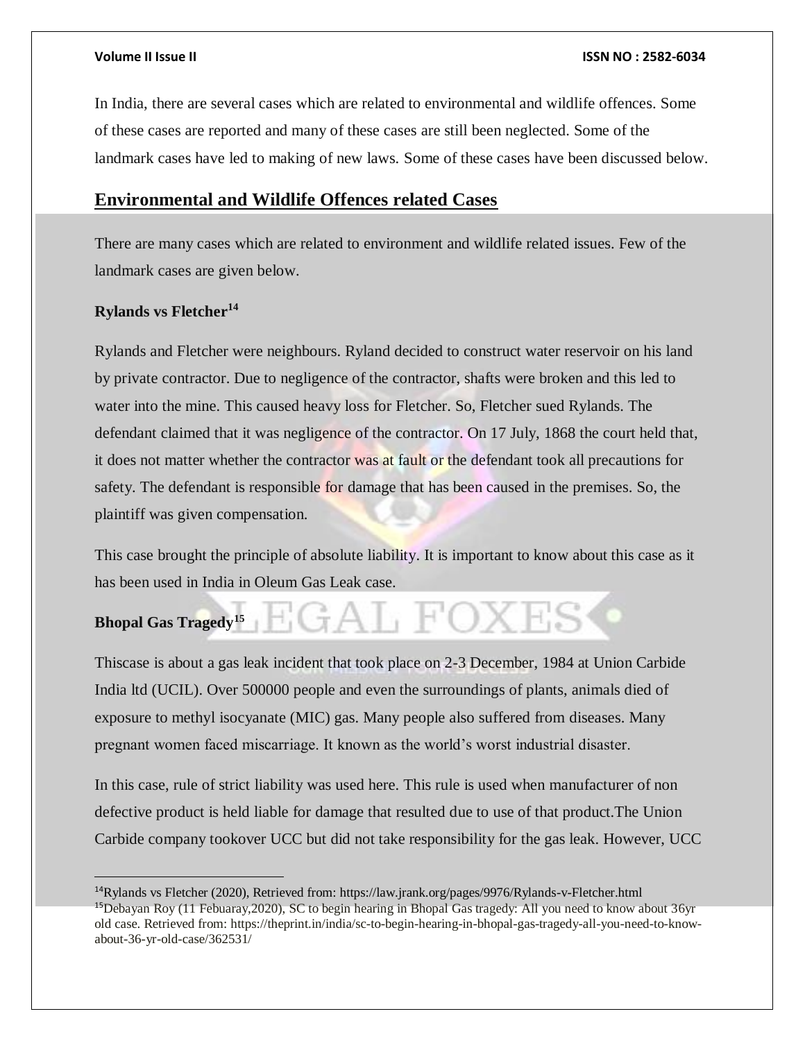In India, there are several cases which are related to environmental and wildlife offences. Some of these cases are reported and many of these cases are still been neglected. Some of the landmark cases have led to making of new laws. Some of these cases have been discussed below.

## Environmental and Wildlife Offences related Cases

There are many cases which are related to environment and wildlife related issues. Few of the landmark cases are given below.

### Rylands vs Fletcher[14]

Rylands and Fletcher were neighbours. Ryland decided to construct water reservoir on his land by private contractor. Due to negligence of the contractor, shafts were broken and this led to water into the mine. This caused heavy loss for Fletcher. So, Fletcher sued Rylands. The defendant claimed that it was negligence of the contractor. On 17 July, 1868 the court held that, it does not matter whether the contractor was at fault or the defendant took all precautions for safety. The defendant is responsible for damage that has been caused in the premises. So, the plaintiff was given compensation.

This case brought the principle of absolute liability. It is important to know about this case as it has been used in India in Oleum Gas Leak case.

### Bhopal Gas Tragedy[15]

Thiscase is about a gas leak incident that took place on 2-3 December, 1984 at Union Carbide India ltd (UCIL). Over 500000 people and even the surroundings of plants, animals died of exposure to methyl isocyanate (MIC) gas. Many people also suffered from diseases. Many pregnant women faced miscarriage. It known as the world's worst industrial disaster.

In this case, rule of strict liability was used here. This rule is used when manufacturer of non defective product is held liable for damage that resulted due to use of that product.The Union Carbide company tookover UCC but did not take responsibility for the gas leak. However, UCC

---

[14] Rylands vs Fletcher (2020), Retrieved from: https://law.jrank.org/pages/9976/Rylands-v-Fletcher.html

[15] Debayan Roy (11 Febuaray,2020), SC to begin hearing in Bhopal Gas tragedy: All you need to know about 36yr old case. Retrieved from: https://theprint.in/india/sc-to-begin-hearing-in-bhopal-gas-tragedy-all-you-need-to-know-about-36-yr-old-case/362531/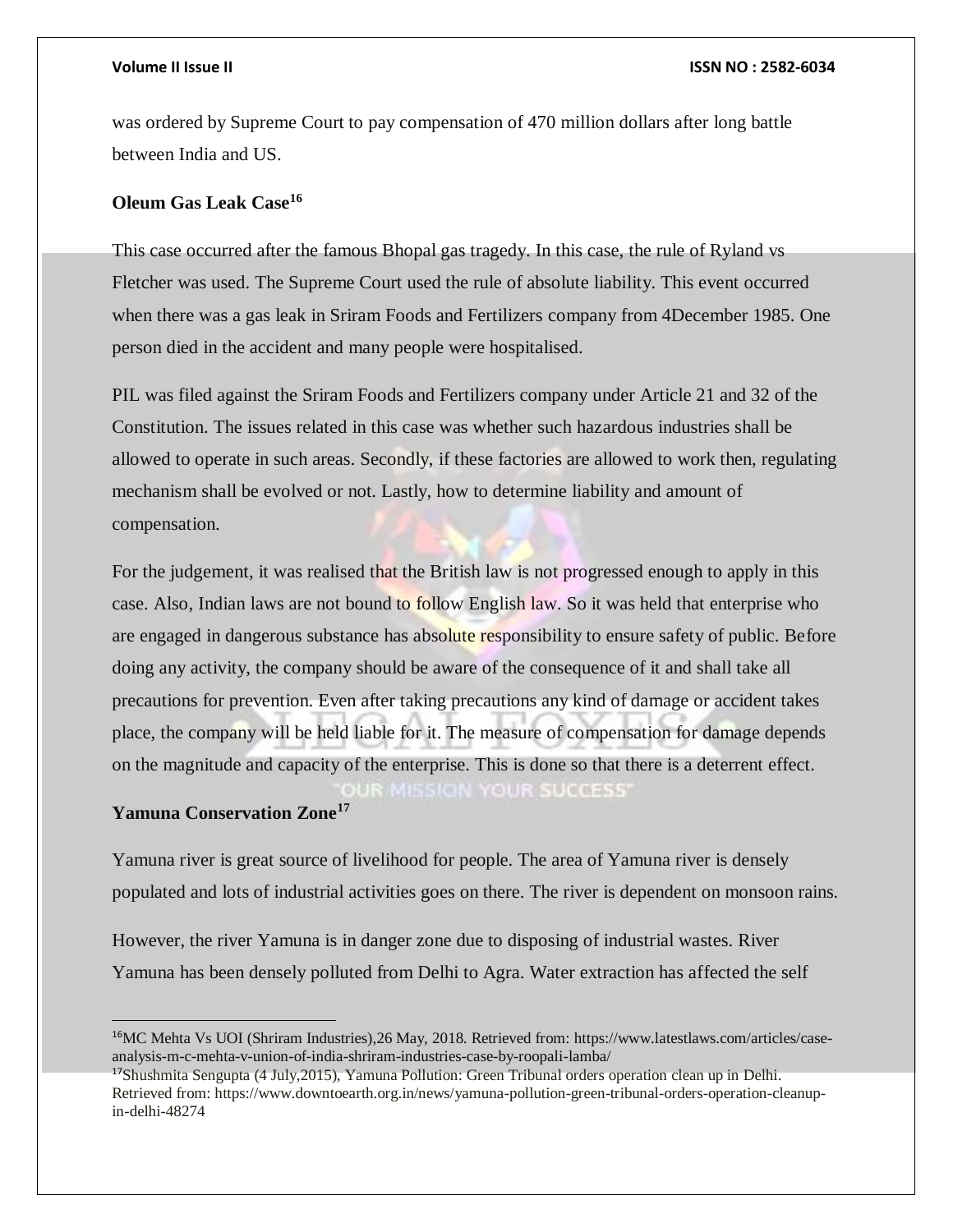was ordered by Supreme Court to pay compensation of 470 million dollars after long battle between India and US.

**Oleum Gas Leak Case[16]**

This case occurred after the famous Bhopal gas tragedy. In this case, the rule of Ryland vs Fletcher was used. The Supreme Court used the rule of absolute liability. This event occurred when there was a gas leak in Sriram Foods and Fertilizers company from 4December 1985. One person died in the accident and many people were hospitalised.

PIL was filed against the Sriram Foods and Fertilizers company under Article 21 and 32 of the Constitution. The issues related in this case was whether such hazardous industries shall be allowed to operate in such areas. Secondly, if these factories are allowed to work then, regulating mechanism shall be evolved or not. Lastly, how to determine liability and amount of compensation.

For the judgement, it was realised that the British law is not progressed enough to apply in this case. Also, Indian laws are not bound to follow English law. So it was held that enterprise who are engaged in dangerous substance has absolute responsibility to ensure safety of public. Before doing any activity, the company should be aware of the consequence of it and shall take all precautions for prevention. Even after taking precautions any kind of damage or accident takes place, the company will be held liable for it. The measure of compensation for damage depends on the magnitude and capacity of the enterprise. This is done so that there is a deterrent effect.

**Yamuna Conservation Zone[17]**

Yamuna river is great source of livelihood for people. The area of Yamuna river is densely populated and lots of industrial activities goes on there. The river is dependent on monsoon rains.

However, the river Yamuna is in danger zone due to disposing of industrial wastes. River Yamuna has been densely polluted from Delhi to Agra. Water extraction has affected the self

---

[16]MC Mehta Vs UOI (Shriram Industries),26 May, 2018. Retrieved from: https://www.latestlaws.com/articles/case-analysis-m-c-mehta-v-union-of-india-shriram-industries-case-by-roopali-lamba/

[17]Shushmita Sengupta (4 July,2015), Yamuna Pollution: Green Tribunal orders operation clean up in Delhi. Retrieved from: https://www.downtoearth.org.in/news/yamuna-pollution-green-tribunal-orders-operation-cleanup-in-delhi-48274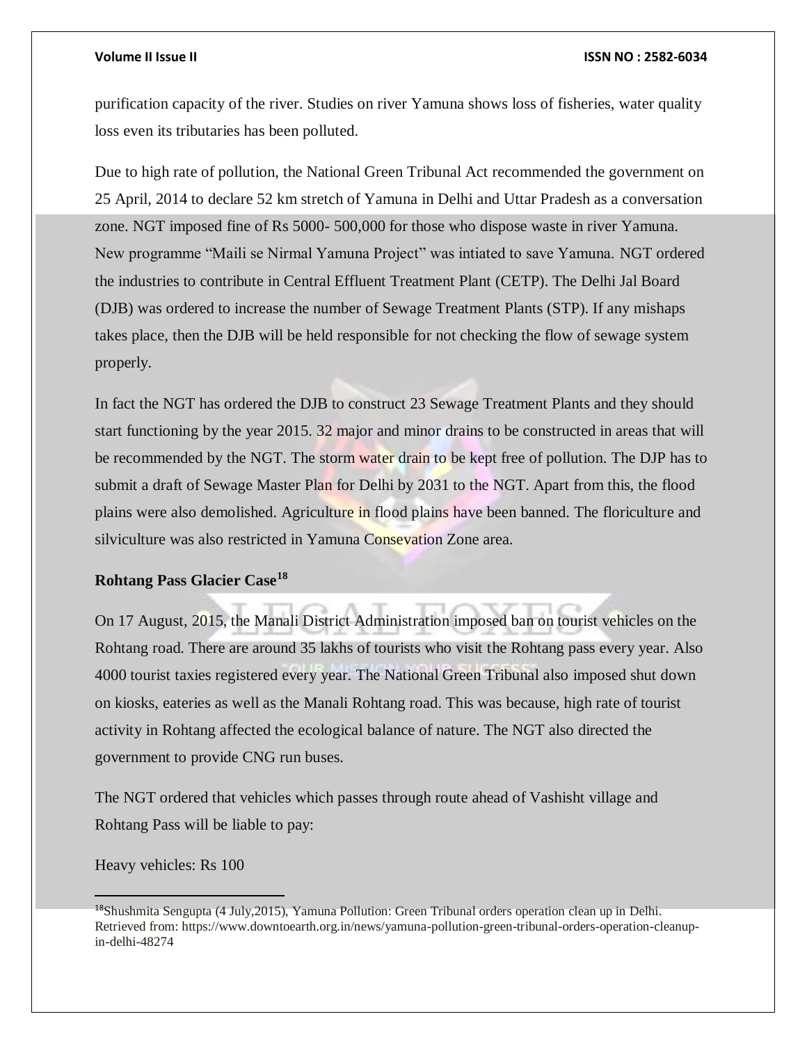purification capacity of the river. Studies on river Yamuna shows loss of fisheries, water quality loss even its tributaries has been polluted.

Due to high rate of pollution, the National Green Tribunal Act recommended the government on 25 April, 2014 to declare 52 km stretch of Yamuna in Delhi and Uttar Pradesh as a conversation zone. NGT imposed fine of Rs 5000- 500,000 for those who dispose waste in river Yamuna. New programme "Maili se Nirmal Yamuna Project" was intiated to save Yamuna. NGT ordered the industries to contribute in Central Effluent Treatment Plant (CETP). The Delhi Jal Board (DJB) was ordered to increase the number of Sewage Treatment Plants (STP). If any mishaps takes place, then the DJB will be held responsible for not checking the flow of sewage system properly.

In fact the NGT has ordered the DJB to construct 23 Sewage Treatment Plants and they should start functioning by the year 2015. 32 major and minor drains to be constructed in areas that will be recommended by the NGT. The storm water drain to be kept free of pollution. The DJP has to submit a draft of Sewage Master Plan for Delhi by 2031 to the NGT. Apart from this, the flood plains were also demolished. Agriculture in flood plains have been banned. The floriculture and silviculture was also restricted in Yamuna Consevation Zone area.

**Rohtang Pass Glacier Case[18]**

On 17 August, 2015, the Manali District Administration imposed ban on tourist vehicles on the Rohtang road. There are around 35 lakhs of tourists who visit the Rohtang pass every year. Also 4000 tourist taxies registered every year. The National Green Tribunal also imposed shut down on kiosks, eateries as well as the Manali Rohtang road. This was because, high rate of tourist activity in Rohtang affected the ecological balance of nature. The NGT also directed the government to provide CNG run buses.

The NGT ordered that vehicles which passes through route ahead of Vashisht village and Rohtang Pass will be liable to pay:

Heavy vehicles: Rs 100

---

[18] Shushmita Sengupta (4 July,2015), Yamuna Pollution: Green Tribunal orders operation clean up in Delhi. Retrieved from: https://www.downtoearth.org.in/news/yamuna-pollution-green-tribunal-orders-operation-cleanup-in-delhi-48274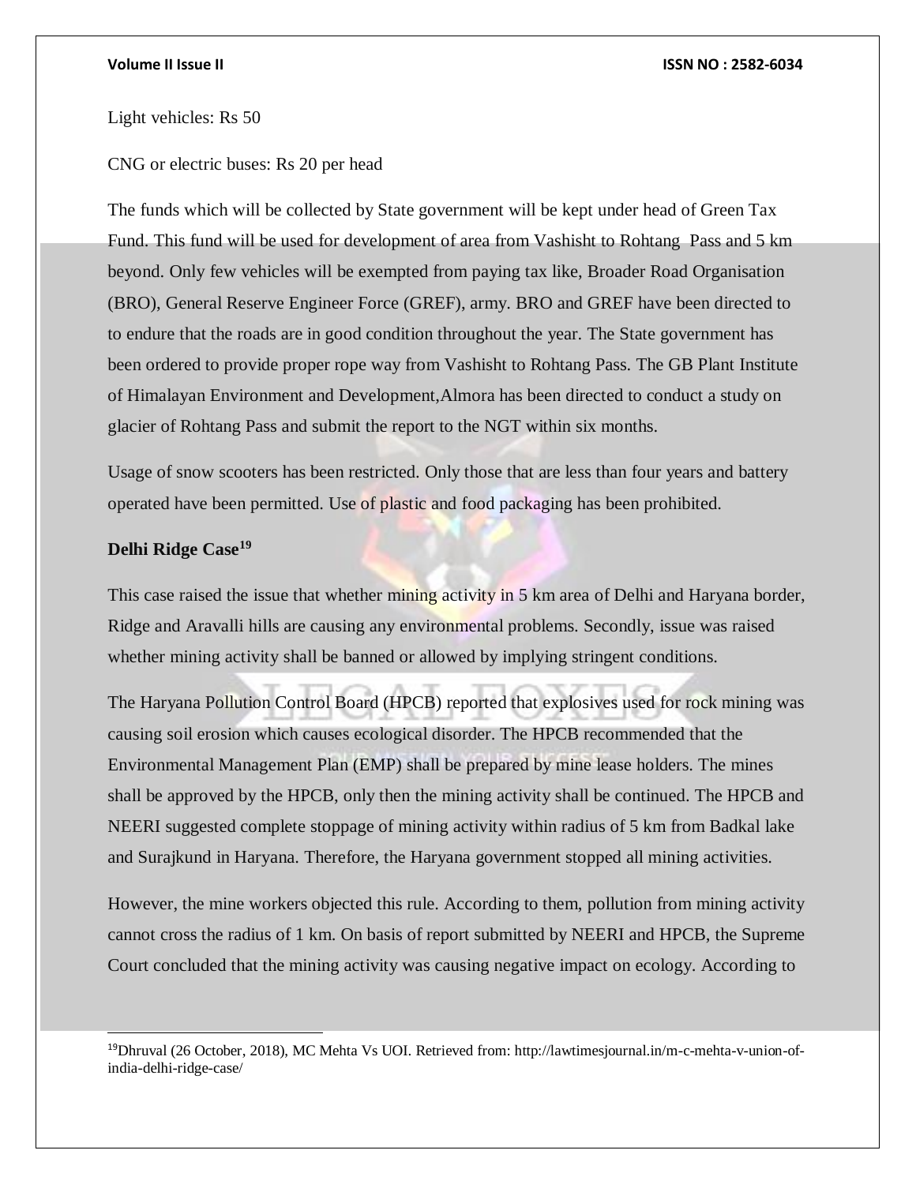Light vehicles: Rs 50

CNG or electric buses: Rs 20 per head

The funds which will be collected by State government will be kept under head of Green Tax Fund. This fund will be used for development of area from Vashisht to Rohtang Pass and 5 km beyond. Only few vehicles will be exempted from paying tax like, Broader Road Organisation (BRO), General Reserve Engineer Force (GREF), army. BRO and GREF have been directed to to endure that the roads are in good condition throughout the year. The State government has been ordered to provide proper rope way from Vashisht to Rohtang Pass. The GB Plant Institute of Himalayan Environment and Development,Almora has been directed to conduct a study on glacier of Rohtang Pass and submit the report to the NGT within six months.

Usage of snow scooters has been restricted. Only those that are less than four years and battery operated have been permitted. Use of plastic and food packaging has been prohibited.

**Delhi Ridge Case[19]**

This case raised the issue that whether mining activity in 5 km area of Delhi and Haryana border, Ridge and Aravalli hills are causing any environmental problems. Secondly, issue was raised whether mining activity shall be banned or allowed by implying stringent conditions.

The Haryana Pollution Control Board (HPCB) reported that explosives used for rock mining was causing soil erosion which causes ecological disorder. The HPCB recommended that the Environmental Management Plan (EMP) shall be prepared by mine lease holders. The mines shall be approved by the HPCB, only then the mining activity shall be continued. The HPCB and NEERI suggested complete stoppage of mining activity within radius of 5 km from Badkal lake and Surajkund in Haryana. Therefore, the Haryana government stopped all mining activities.

However, the mine workers objected this rule. According to them, pollution from mining activity cannot cross the radius of 1 km. On basis of report submitted by NEERI and HPCB, the Supreme Court concluded that the mining activity was causing negative impact on ecology. According to

---

[19]Dhruval (26 October, 2018), MC Mehta Vs UOI. Retrieved from: http://lawtimesjournal.in/m-c-mehta-v-union-of-india-delhi-ridge-case/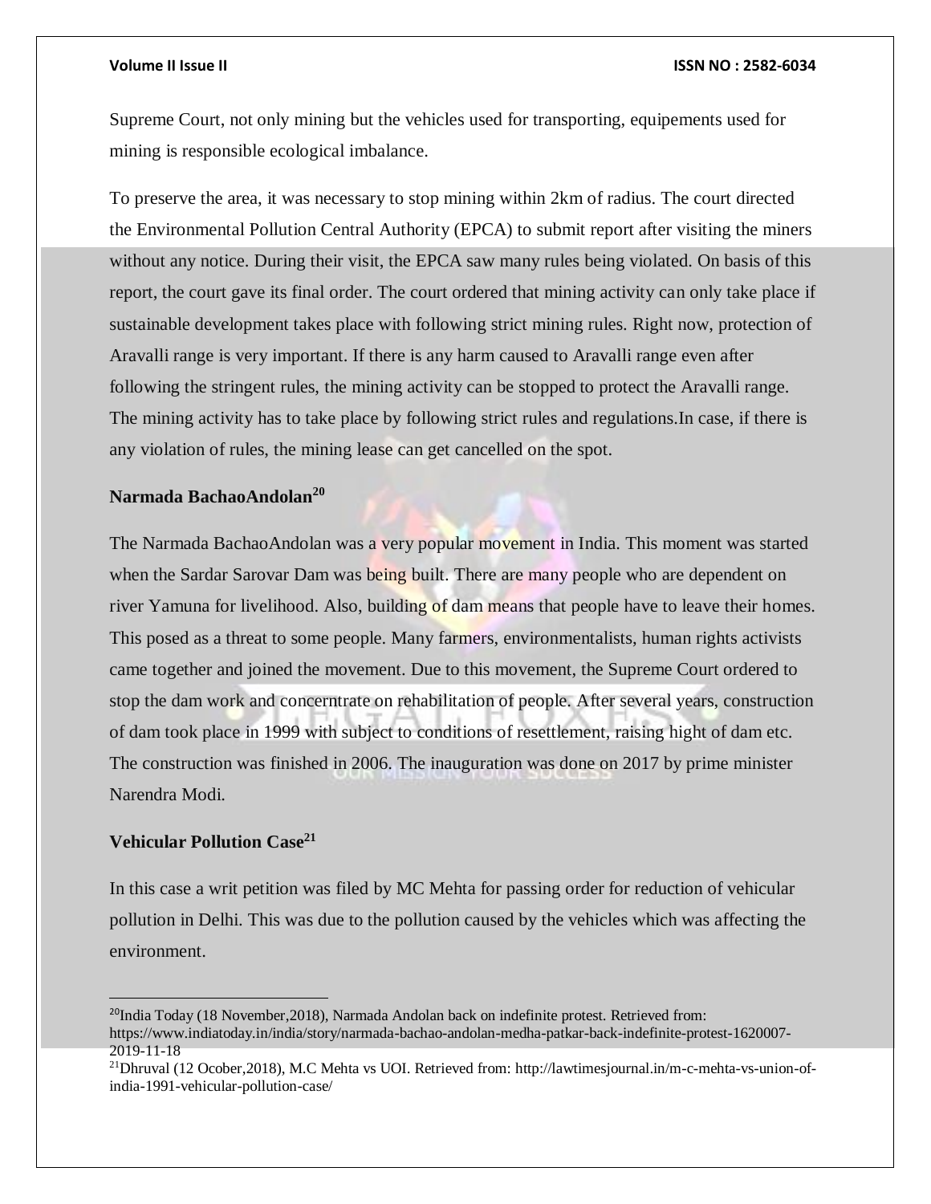Supreme Court, not only mining but the vehicles used for transporting, equipements used for mining is responsible ecological imbalance.

To preserve the area, it was necessary to stop mining within 2km of radius. The court directed the Environmental Pollution Central Authority (EPCA) to submit report after visiting the miners without any notice. During their visit, the EPCA saw many rules being violated. On basis of this report, the court gave its final order. The court ordered that mining activity can only take place if sustainable development takes place with following strict mining rules. Right now, protection of Aravalli range is very important. If there is any harm caused to Aravalli range even after following the stringent rules, the mining activity can be stopped to protect the Aravalli range. The mining activity has to take place by following strict rules and regulations.In case, if there is any violation of rules, the mining lease can get cancelled on the spot.

**Narmada BachaoAndolan[20]**

The Narmada BachaoAndolan was a very popular movement in India. This moment was started when the Sardar Sarovar Dam was being built. There are many people who are dependent on river Yamuna for livelihood. Also, building of dam means that people have to leave their homes. This posed as a threat to some people. Many farmers, environmentalists, human rights activists came together and joined the movement. Due to this movement, the Supreme Court ordered to stop the dam work and concerntrate on rehabilitation of people. After several years, construction of dam took place in 1999 with subject to conditions of resettlement, raising hight of dam etc. The construction was finished in 2006. The inauguration was done on 2017 by prime minister Narendra Modi.

**Vehicular Pollution Case[21]**

In this case a writ petition was filed by MC Mehta for passing order for reduction of vehicular pollution in Delhi. This was due to the pollution caused by the vehicles which was affecting the environment.

---

[20]India Today (18 November,2018), Narmada Andolan back on indefinite protest. Retrieved from: https://www.indiatoday.in/india/story/narmada-bachao-andolan-medha-patkar-back-indefinite-protest-1620007-2019-11-18

[21]Dhruval (12 Ocober,2018), M.C Mehta vs UOI. Retrieved from: http://lawtimesjournal.in/m-c-mehta-vs-union-of-india-1991-vehicular-pollution-case/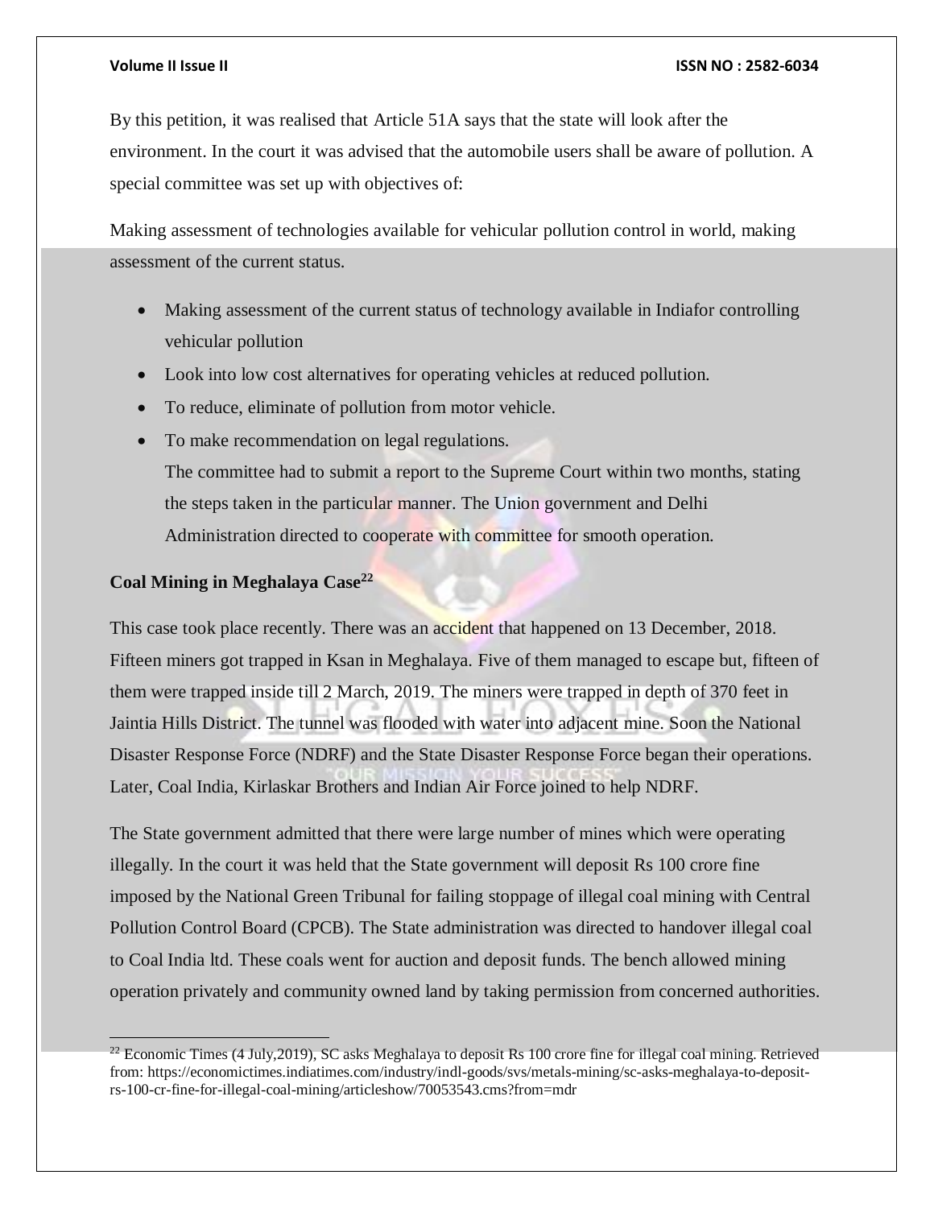By this petition, it was realised that Article 51A says that the state will look after the environment. In the court it was advised that the automobile users shall be aware of pollution. A special committee was set up with objectives of:

Making assessment of technologies available for vehicular pollution control in world, making assessment of the current status.

- Making assessment of the current status of technology available in Indiafor controlling vehicular pollution
- Look into low cost alternatives for operating vehicles at reduced pollution.
- To reduce, eliminate of pollution from motor vehicle.
- To make recommendation on legal regulations.
  The committee had to submit a report to the Supreme Court within two months, stating the steps taken in the particular manner. The Union government and Delhi Administration directed to cooperate with committee for smooth operation.

**Coal Mining in Meghalaya Case**[22]

This case took place recently. There was an accident that happened on 13 December, 2018. Fifteen miners got trapped in Ksan in Meghalaya. Five of them managed to escape but, fifteen of them were trapped inside till 2 March, 2019. The miners were trapped in depth of 370 feet in Jaintia Hills District. The tunnel was flooded with water into adjacent mine. Soon the National Disaster Response Force (NDRF) and the State Disaster Response Force began their operations. Later, Coal India, Kirlaskar Brothers and Indian Air Force joined to help NDRF.

The State government admitted that there were large number of mines which were operating illegally. In the court it was held that the State government will deposit Rs 100 crore fine imposed by the National Green Tribunal for failing stoppage of illegal coal mining with Central Pollution Control Board (CPCB). The State administration was directed to handover illegal coal to Coal India ltd. These coals went for auction and deposit funds. The bench allowed mining operation privately and community owned land by taking permission from concerned authorities.

---

[22] Economic Times (4 July,2019), SC asks Meghalaya to deposit Rs 100 crore fine for illegal coal mining. Retrieved from: https://economictimes.indiatimes.com/industry/indl-goods/svs/metals-mining/sc-asks-meghalaya-to-deposit-rs-100-cr-fine-for-illegal-coal-mining/articleshow/70053543.cms?from=mdr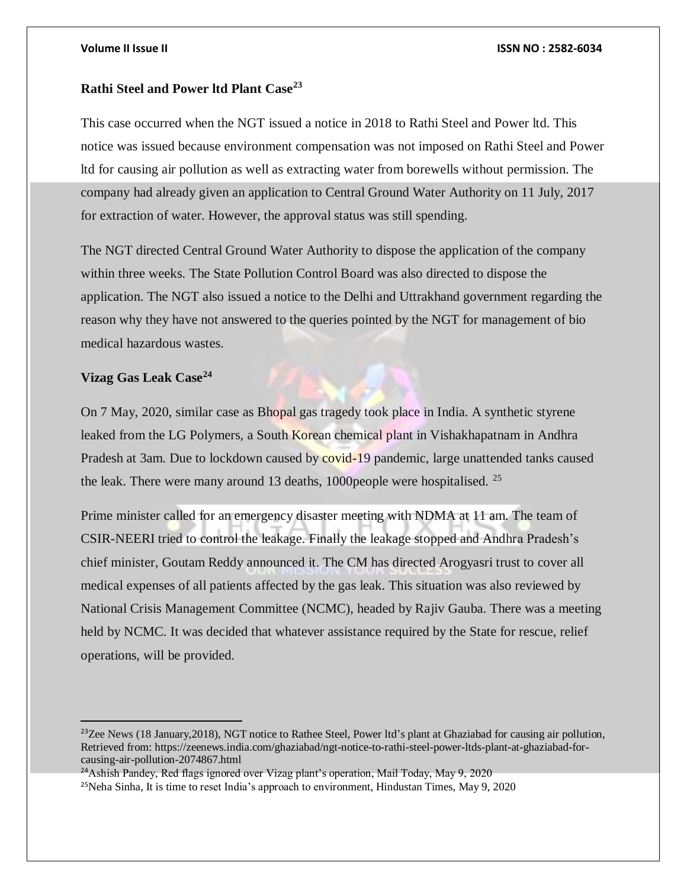**Rathi Steel and Power ltd Plant Case[23]**

This case occurred when the NGT issued a notice in 2018 to Rathi Steel and Power ltd. This notice was issued because environment compensation was not imposed on Rathi Steel and Power ltd for causing air pollution as well as extracting water from borewells without permission. The company had already given an application to Central Ground Water Authority on 11 July, 2017 for extraction of water. However, the approval status was still spending.

The NGT directed Central Ground Water Authority to dispose the application of the company within three weeks. The State Pollution Control Board was also directed to dispose the application. The NGT also issued a notice to the Delhi and Uttrakhand government regarding the reason why they have not answered to the queries pointed by the NGT for management of bio medical hazardous wastes.

**Vizag Gas Leak Case[24]**

On 7 May, 2020, similar case as Bhopal gas tragedy took place in India. A synthetic styrene leaked from the LG Polymers, a South Korean chemical plant in Vishakhapatnam in Andhra Pradesh at 3am. Due to lockdown caused by covid-19 pandemic, large unattended tanks caused the leak. There were many around 13 deaths, 1000people were hospitalised. [25]

Prime minister called for an emergency disaster meeting with NDMA at 11 am. The team of CSIR-NEERI tried to control the leakage. Finally the leakage stopped and Andhra Pradesh's chief minister, Goutam Reddy announced it. The CM has directed Arogyasri trust to cover all medical expenses of all patients affected by the gas leak. This situation was also reviewed by National Crisis Management Committee (NCMC), headed by Rajiv Gauba. There was a meeting held by NCMC. It was decided that whatever assistance required by the State for rescue, relief operations, will be provided.

---

[23] Zee News (18 January,2018), NGT notice to Rathee Steel, Power ltd's plant at Ghaziabad for causing air pollution, Retrieved from: https://zeenews.india.com/ghaziabad/ngt-notice-to-rathi-steel-power-ltds-plant-at-ghaziabad-for-causing-air-pollution-2074867.html

[24] Ashish Pandey, Red flags ignored over Vizag plant's operation, Mail Today, May 9, 2020

[25] Neha Sinha, It is time to reset India's approach to environment, Hindustan Times, May 9, 2020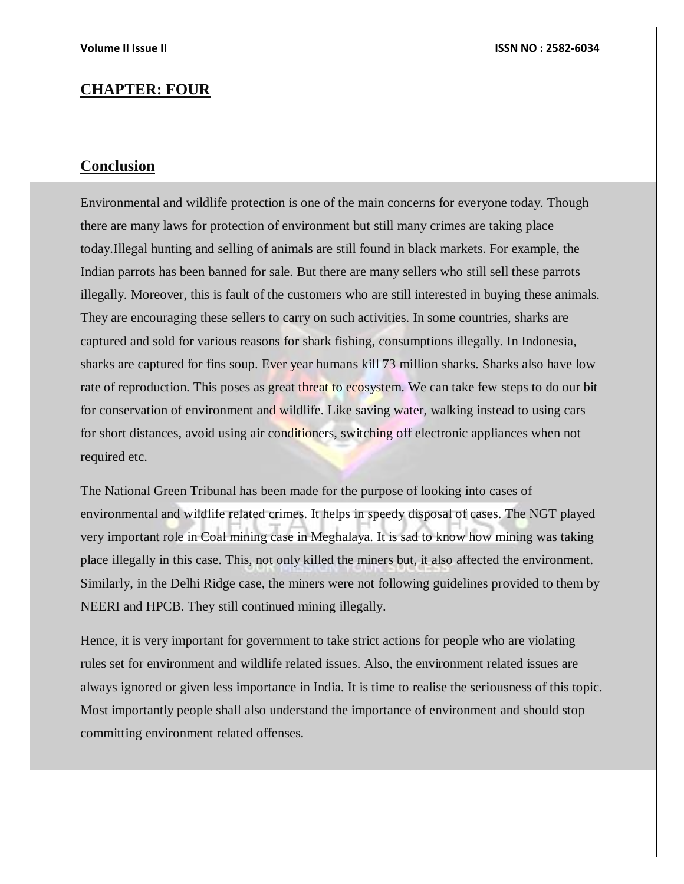## CHAPTER: FOUR

## Conclusion

Environmental and wildlife protection is one of the main concerns for everyone today. Though there are many laws for protection of environment but still many crimes are taking place today.Illegal hunting and selling of animals are still found in black markets. For example, the Indian parrots has been banned for sale. But there are many sellers who still sell these parrots illegally. Moreover, this is fault of the customers who are still interested in buying these animals. They are encouraging these sellers to carry on such activities. In some countries, sharks are captured and sold for various reasons for shark fishing, consumptions illegally. In Indonesia, sharks are captured for fins soup. Ever year humans kill 73 million sharks. Sharks also have low rate of reproduction. This poses as great threat to ecosystem. We can take few steps to do our bit for conservation of environment and wildlife. Like saving water, walking instead to using cars for short distances, avoid using air conditioners, switching off electronic appliances when not required etc.

The National Green Tribunal has been made for the purpose of looking into cases of environmental and wildlife related crimes. It helps in speedy disposal of cases. The NGT played very important role in Coal mining case in Meghalaya. It is sad to know how mining was taking place illegally in this case. This, not only killed the miners but, it also affected the environment. Similarly, in the Delhi Ridge case, the miners were not following guidelines provided to them by NEERI and HPCB. They still continued mining illegally.

Hence, it is very important for government to take strict actions for people who are violating rules set for environment and wildlife related issues. Also, the environment related issues are always ignored or given less importance in India. It is time to realise the seriousness of this topic. Most importantly people shall also understand the importance of environment and should stop committing environment related offenses.